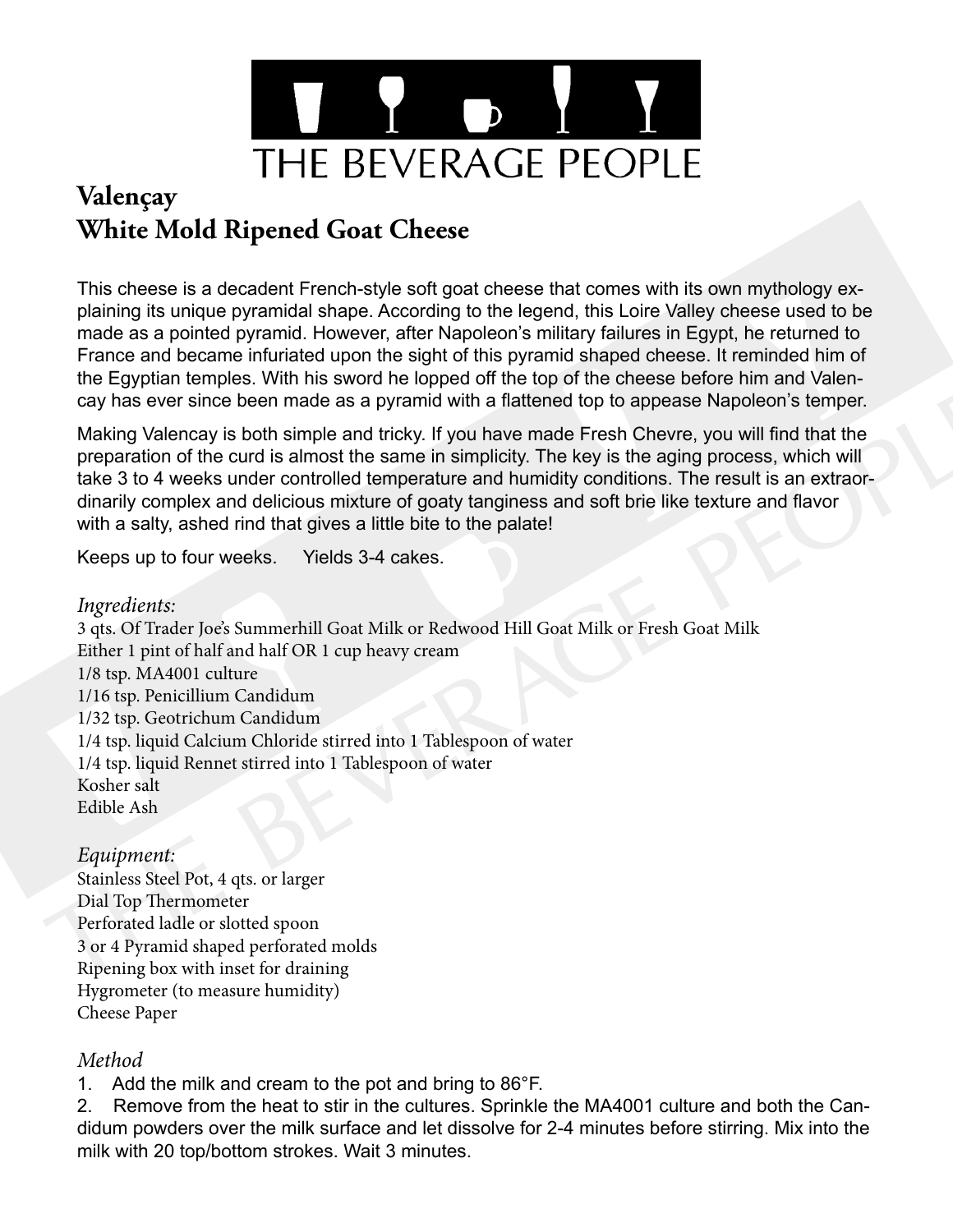THE BEVERAGE PEOPLE

# Valençay
# White Mold Ripened Goat Cheese

This cheese is a decadent French-style soft goat cheese that comes with its own mythology explaining its unique pyramidal shape. According to the legend, this Loire Valley cheese used to be made as a pointed pyramid. However, after Napoleon's military failures in Egypt, he returned to France and became infuriated upon the sight of this pyramid shaped cheese. It reminded him of the Egyptian temples. With his sword he lopped off the top of the cheese before him and Valencay has ever since been made as a pyramid with a flattened top to appease Napoleon's temper.

Making Valencay is both simple and tricky. If you have made Fresh Chevre, you will find that the preparation of the curd is almost the same in simplicity. The key is the aging process, which will take 3 to 4 weeks under controlled temperature and humidity conditions. The result is an extraordinarily complex and delicious mixture of goaty tanginess and soft brie like texture and flavor with a salty, ashed rind that gives a little bite to the palate!

Keeps up to four weeks.     Yields 3-4 cakes.

*Ingredients:*

3 qts. Of Trader Joe's Summerhill Goat Milk or Redwood Hill Goat Milk or Fresh Goat Milk
Either 1 pint of half and half OR 1 cup heavy cream
1/8 tsp. MA4001 culture
1/16 tsp. Penicillium Candidum
1/32 tsp. Geotrichum Candidum
1/4 tsp. liquid Calcium Chloride stirred into 1 Tablespoon of water
1/4 tsp. liquid Rennet stirred into 1 Tablespoon of water
Kosher salt
Edible Ash

*Equipment:*

Stainless Steel Pot, 4 qts. or larger
Dial Top Thermometer
Perforated ladle or slotted spoon
3 or 4 Pyramid shaped perforated molds
Ripening box with inset for draining
Hygrometer (to measure humidity)
Cheese Paper

*Method*

1. Add the milk and cream to the pot and bring to 86°F.
2. Remove from the heat to stir in the cultures. Sprinkle the MA4001 culture and both the Candidum powders over the milk surface and let dissolve for 2-4 minutes before stirring. Mix into the milk with 20 top/bottom strokes. Wait 3 minutes.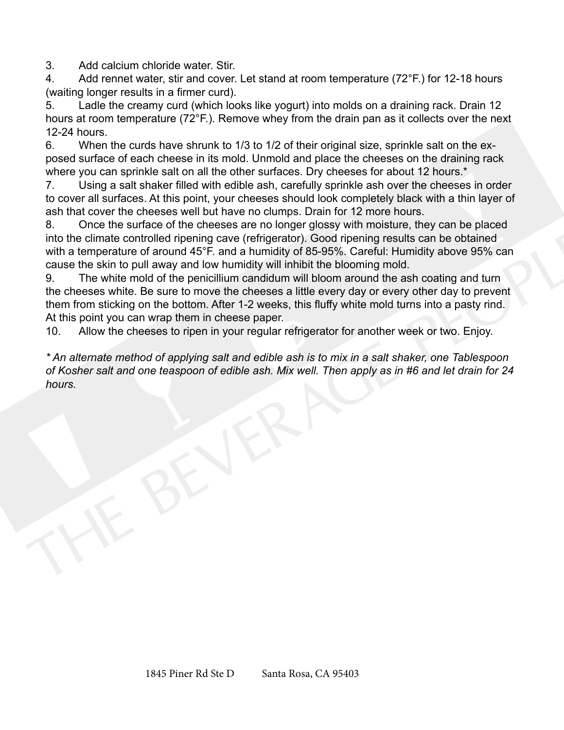3. Add calcium chloride water. Stir.
4. Add rennet water, stir and cover. Let stand at room temperature (72°F.) for 12-18 hours (waiting longer results in a firmer curd).
5. Ladle the creamy curd (which looks like yogurt) into molds on a draining rack. Drain 12 hours at room temperature (72°F.). Remove whey from the drain pan as it collects over the next 12-24 hours.
6. When the curds have shrunk to 1/3 to 1/2 of their original size, sprinkle salt on the exposed surface of each cheese in its mold. Unmold and place the cheeses on the draining rack where you can sprinkle salt on all the other surfaces. Dry cheeses for about 12 hours.*
7. Using a salt shaker filled with edible ash, carefully sprinkle ash over the cheeses in order to cover all surfaces. At this point, your cheeses should look completely black with a thin layer of ash that cover the cheeses well but have no clumps. Drain for 12 more hours.
8. Once the surface of the cheeses are no longer glossy with moisture, they can be placed into the climate controlled ripening cave (refrigerator). Good ripening results can be obtained with a temperature of around 45°F. and a humidity of 85-95%. Careful: Humidity above 95% can cause the skin to pull away and low humidity will inhibit the blooming mold.
9. The white mold of the penicillium candidum will bloom around the ash coating and turn the cheeses white. Be sure to move the cheeses a little every day or every other day to prevent them from sticking on the bottom. After 1-2 weeks, this fluffy white mold turns into a pasty rind. At this point you can wrap them in cheese paper.
10. Allow the cheeses to ripen in your regular refrigerator for another week or two. Enjoy.

*\* An alternate method of applying salt and edible ash is to mix in a salt shaker, one Tablespoon of Kosher salt and one teaspoon of edible ash. Mix well. Then apply as in #6 and let drain for 24 hours.*

1845 Piner Rd Ste D Santa Rosa, CA 95403